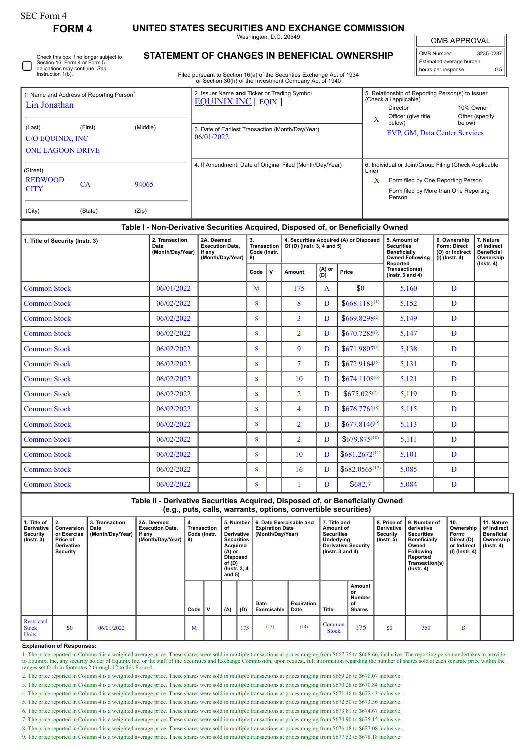SEC Form 4

**FORM 4**

# UNITED STATES SECURITIES AND EXCHANGE COMMISSION

Washington, D.C. 20549

## STATEMENT OF CHANGES IN BENEFICIAL OWNERSHIP

Filed pursuant to Section 16(a) of the Securities Exchange Act of 1934 or Section 30(h) of the Investment Company Act of 1940

| OMB APPROVAL | |
|---|---|
| OMB Number: | 3235-0287 |
| Estimated average burden | |
| hours per response: | 0.5 |

☐ Check this box if no longer subject to Section 16. Form 4 or Form 5 obligations may continue. *See* Instruction 1(b).

1. Name and Address of Reporting Person*
Lin Jonathan
(Last) (First) (Middle)
C/O EQUINIX, INC
ONE LAGOON DRIVE
(Street)
REDWOOD CITY CA 94065
(City) (State) (Zip)

2. Issuer Name **and** Ticker or Trading Symbol
EQUINIX INC [ EQIX ]

3. Date of Earliest Transaction (Month/Day/Year)
06/01/2022

4. If Amendment, Date of Original Filed (Month/Day/Year)

5. Relationship of Reporting Person(s) to Issuer (Check all applicable)
Director — 10% Owner
X Officer (give title below) — Other (specify below)
EVP, GM, Data Center Services

6. Individual or Joint/Group Filing (Check Applicable Line)
X Form filed by One Reporting Person
Form filed by More than One Reporting Person

### Table I - Non-Derivative Securities Acquired, Disposed of, or Beneficially Owned

| 1. Title of Security (Instr. 3) | 2. Transaction Date (Month/Day/Year) | 2A. Deemed Execution Date, if any (Month/Day/Year) | 3. Transaction Code (Instr. 8) | | 4. Securities Acquired (A) or Disposed Of (D) (Instr. 3, 4 and 5) | | | 5. Amount of Securities Beneficially Owned Following Reported Transaction(s) (Instr. 3 and 4) | 6. Ownership Form: Direct (D) or Indirect (I) (Instr. 4) | 7. Nature of Indirect Beneficial Ownership (Instr. 4) |
|---|---|---|---|---|---|---|---|---|---|---|
| | | | Code | V | Amount | (A) or (D) | Price | | | |
| Common Stock | 06/01/2022 | | M | | 175 | A | $0 | 5,160 | D | |
| Common Stock | 06/02/2022 | | S | | 8 | D | $668.1181[1] | 5,152 | D | |
| Common Stock | 06/02/2022 | | S | | 3 | D | $669.8298[2] | 5,149 | D | |
| Common Stock | 06/02/2022 | | S | | 2 | D | $670.7285[3] | 5,147 | D | |
| Common Stock | 06/02/2022 | | S | | 9 | D | $671.9807[4] | 5,138 | D | |
| Common Stock | 06/02/2022 | | S | | 7 | D | $672.9164[5] | 5,131 | D | |
| Common Stock | 06/02/2022 | | S | | 10 | D | $674.1108[6] | 5,121 | D | |
| Common Stock | 06/02/2022 | | S | | 2 | D | $675.025[7] | 5,119 | D | |
| Common Stock | 06/02/2022 | | S | | 4 | D | $676.7761[8] | 5,115 | D | |
| Common Stock | 06/02/2022 | | S | | 2 | D | $677.8146[9] | 5,113 | D | |
| Common Stock | 06/02/2022 | | S | | 2 | D | $679.875[10] | 5,111 | D | |
| Common Stock | 06/02/2022 | | S | | 10 | D | $681.2672[11] | 5,101 | D | |
| Common Stock | 06/02/2022 | | S | | 16 | D | $682.0565[12] | 5,085 | D | |
| Common Stock | 06/02/2022 | | S | | 1 | D | $682.7 | 5,084 | D | |

### Table II - Derivative Securities Acquired, Disposed of, or Beneficially Owned (e.g., puts, calls, warrants, options, convertible securities)

| 1. Title of Derivative Security (Instr. 3) | 2. Conversion or Exercise Price of Derivative Security | 3. Transaction Date (Month/Day/Year) | 3A. Deemed Execution Date, if any (Month/Day/Year) | 4. Transaction Code (Instr. 8) | | 5. Number of Derivative Securities Acquired (A) or Disposed of (D) (Instr. 3, 4 and 5) | | 6. Date Exercisable and Expiration Date (Month/Day/Year) | | 7. Title and Amount of Securities Underlying Derivative Security (Instr. 3 and 4) | | 8. Price of Derivative Security (Instr. 5) | 9. Number of derivative Securities Beneficially Owned Following Reported Transaction(s) (Instr. 4) | 10. Ownership Form: Direct (D) or Indirect (I) (Instr. 4) | 11. Nature of Indirect Beneficial Ownership (Instr. 4) |
|---|---|---|---|---|---|---|---|---|---|---|---|---|---|---|---|
| | | | | Code | V | (A) | (D) | Date Exercisable | Expiration Date | Title | Amount or Number of Shares | | | | |
| Restricted Stock Units | $0 | 06/01/2022 | | M | | | 175 | (13) | (14) | Common Stock | 175 | $0 | 350 | D | |

**Explanation of Responses:**

1. The price reported in Column 4 is a weighted average price. These shares were sold in multiple transactions at prices ranging from $667.75 to $668.66, inclusive. The reporting person undertakes to provide to Equinix, Inc, any security holder of Equinix Inc, or the staff of the Securities and Exchange Commission, upon request, full information regarding the number of shares sold at each separate price within the ranges set forth in footnotes 2 through 12 to this Form 4.
2. The price reported in Column 4 is a weighted average price. These shares were sold in multiple transactions at prices ranging from $669.26 to $670.07 inclusive.
3. The price reported in Column 4 is a weighted average price. These shares were sold in multiple transactions at prices ranging from $670.28 to $670.84 inclusive.
4. The price reported in Column 4 is a weighted average price. These shares were sold in multiple transactions at prices ranging from $671.46 to $672.43 inclusive.
5. The price reported in Column 4 is a weighted average price. These shares were sold in multiple transactions at prices ranging from $672.50 to $673.36 inclusive.
6. The price reported in Column 4 is a weighted average price. These shares were sold in multiple transactions at prices ranging from $673.81 to $674.67 inclusive.
7. The price reported in Column 4 is a weighted average price. These shares were sold in multiple transactions at prices ranging from $674.90 to $675.15 inclusive.
8. The price reported in Column 4 is a weighted average price. These shares were sold in multiple transactions at prices ranging from $676.18 to $677.08 inclusive.
9. The price reported in Column 4 is a weighted average price. These shares were sold in multiple transactions at prices ranging from $677.52 to $678.18 inclusive.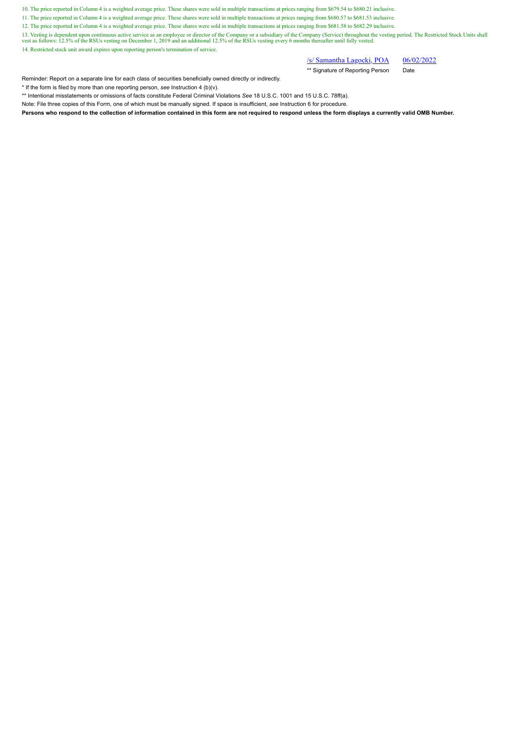10. The price reported in Column 4 is a weighted average price. These shares were sold in multiple transactions at prices ranging from $679.54 to $680.21 inclusive.

11. The price reported in Column 4 is a weighted average price. These shares were sold in multiple transactions at prices ranging from $680.57 to $681.53 inclusive.

12. The price reported in Column 4 is a weighted average price. These shares were sold in multiple transactions at prices ranging from $681.58 to $682.29 inclusive.

13. Vesting is dependent upon continuous active service as an employee or director of the Company or a subsidiary of the Company (Service) throughout the vesting period. The Restricted Stock Units shall vest as follows: 12.5% of the RSUs vesting on December 1, 2019 and an additional 12.5% of the RSUs vesting every 6 months thereafter until fully vested.

14. Restricted stock unit award expires upon reporting person's termination of service.

| | |
|---|---|
| /s/ Samantha Lagocki, POA | 06/02/2022 |
| ** Signature of Reporting Person | Date |

Reminder: Report on a separate line for each class of securities beneficially owned directly or indirectly.

* If the form is filed by more than one reporting person, *see* Instruction 4 (b)(v).

** Intentional misstatements or omissions of facts constitute Federal Criminal Violations *See* 18 U.S.C. 1001 and 15 U.S.C. 78ff(a).

Note: File three copies of this Form, one of which must be manually signed. If space is insufficient, *see* Instruction 6 for procedure.

**Persons who respond to the collection of information contained in this form are not required to respond unless the form displays a currently valid OMB Number.**